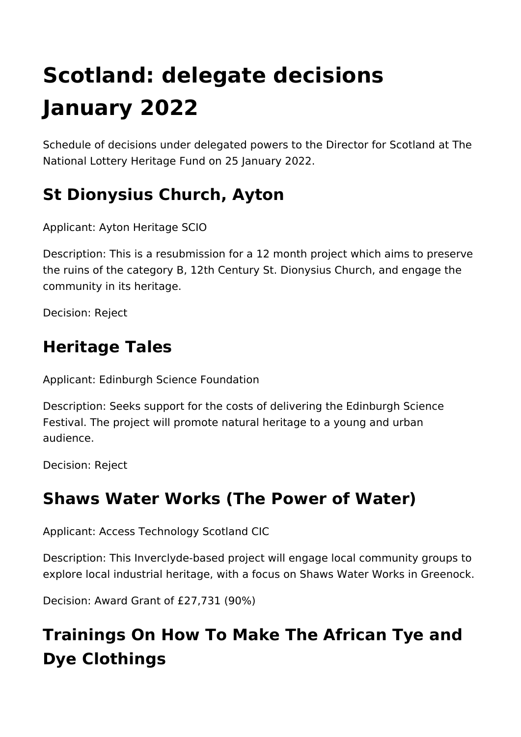# Scotland: delegate decisions January 2022

Schedule of decisions under delegated powers to the Director for Scotland at The National Lottery Heritage Fund on 25 January 2022.

## St Dionysius Church, Ayton

Applicant: Ayton Heritage SCIO

Description: This is a resubmission for a 12 month project which aims to preserve the ruins of the category B, 12th Century St. Dionysius Church, and engage the community in its heritage.

Decision: Reject

## Heritage Tales

Applicant: Edinburgh Science Foundation

Description: Seeks support for the costs of delivering the Edinburgh Science Festival. The project will promote natural heritage to a young and urban audience.

Decision: Reject

## Shaws Water Works (The Power of Water)

Applicant: Access Technology Scotland CIC

Description: This Inverclyde-based project will engage local community groups to explore local industrial heritage, with a focus on Shaws Water Works in Greenock.

Decision: Award Grant of £27,731 (90%)

## Trainings On How To Make The African Tye and Dye Clothings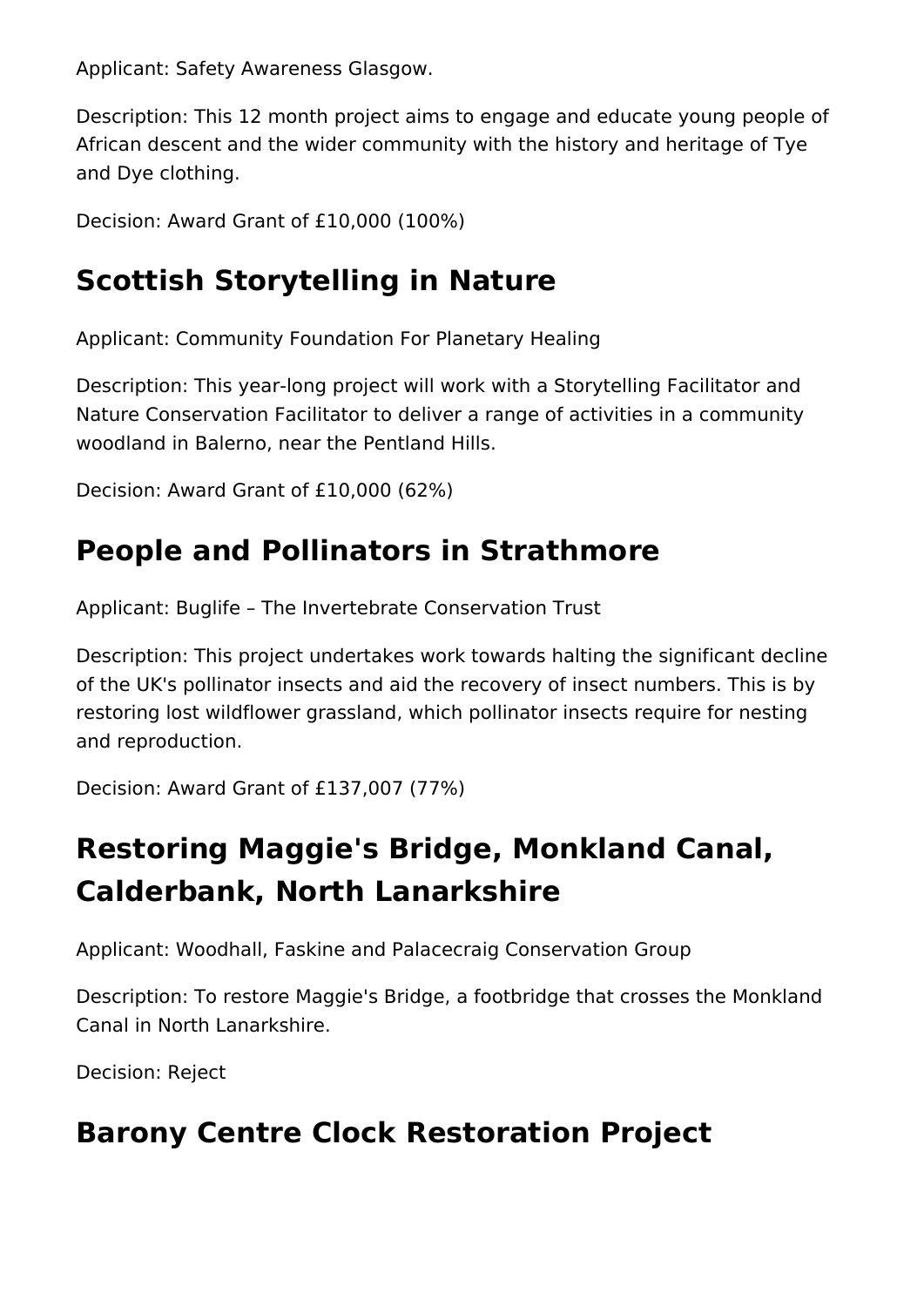Applicant: Safety Awareness Glasgow.

Description: This 12 month project aims to engage and educate young people of African descent and the wider community with the history and heritage of Tye and Dye clothing.

Decision: Award Grant of £10,000 (100%)

## Scottish Storytelling in Nature

Applicant: Community Foundation For Planetary Healing

Description: This year-long project will work with a Storytelling Facilitator and Nature Conservation Facilitator to deliver a range of activities in a community woodland in Balerno, near the Pentland Hills.

Decision: Award Grant of £10,000 (62%)

## People and Pollinators in Strathmore

Applicant: Buglife – The Invertebrate Conservation Trust

Description: This project undertakes work towards halting the significant decline of the UK's pollinator insects and aid the recovery of insect numbers. This is by restoring lost wildflower grassland, which pollinator insects require for nesting and reproduction.

Decision: Award Grant of £137,007 (77%)

## Restoring Maggie's Bridge, Monkland Canal, Calderbank, North Lanarkshire

Applicant: Woodhall, Faskine and Palacecraig Conservation Group

Description: To restore Maggie's Bridge, a footbridge that crosses the Monkland Canal in North Lanarkshire.

Decision: Reject

## Barony Centre Clock Restoration Project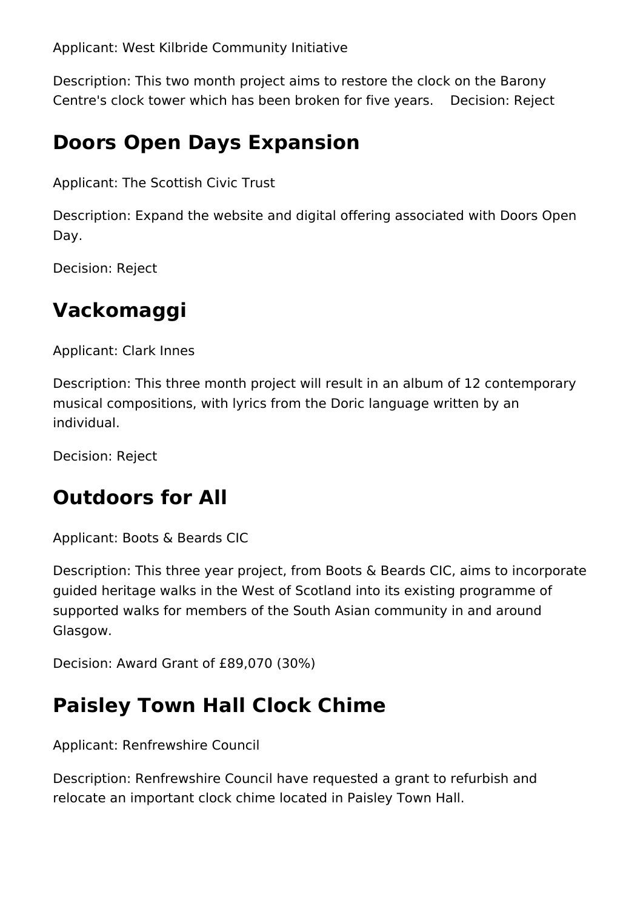Applicant: West Kilbride Community Initiative

Description: This two month project aims to restore the clock on the Barony Centre's clock tower which has been broken for five years.    Decision: Reject

## Doors Open Days Expansion

Applicant: The Scottish Civic Trust

Description: Expand the website and digital offering associated with Doors Open Day.

Decision: Reject

## Vackomaggi

Applicant: Clark Innes

Description: This three month project will result in an album of 12 contemporary musical compositions, with lyrics from the Doric language written by an individual.

Decision: Reject

## Outdoors for All

Applicant: Boots & Beards CIC

Description: This three year project, from Boots & Beards CIC, aims to incorporate guided heritage walks in the West of Scotland into its existing programme of supported walks for members of the South Asian community in and around Glasgow.

Decision: Award Grant of £89,070 (30%)

## Paisley Town Hall Clock Chime

Applicant: Renfrewshire Council

Description: Renfrewshire Council have requested a grant to refurbish and relocate an important clock chime located in Paisley Town Hall.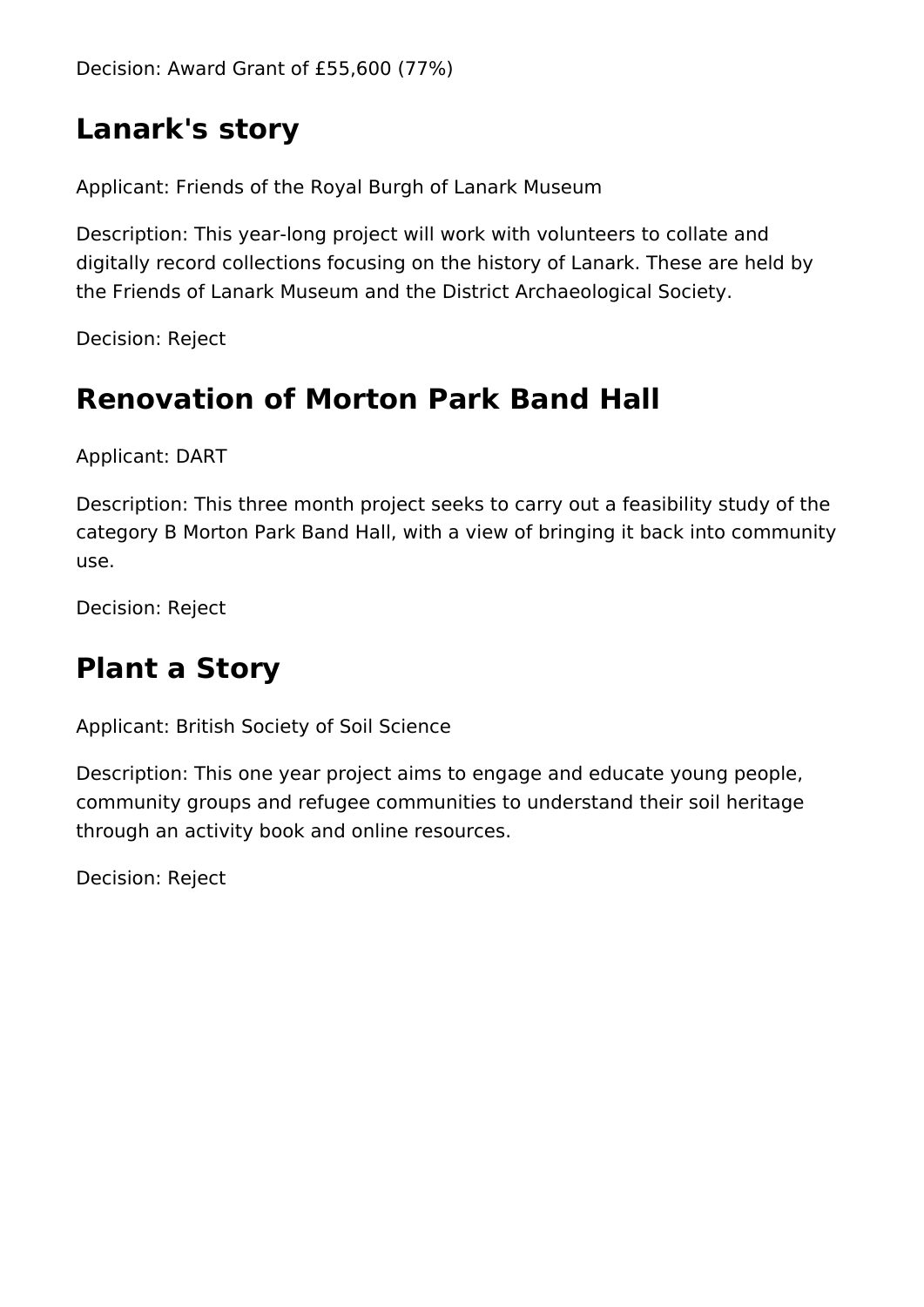Decision: Award Grant of £55,600 (77%)

## Lanark's story

Applicant: Friends of the Royal Burgh of Lanark Museum

Description: This year-long project will work with volunteers to collate and digitally record collections focusing on the history of Lanark. These are held by the Friends of Lanark Museum and the District Archaeological Society.

Decision: Reject

## Renovation of Morton Park Band Hall

Applicant: DART

Description: This three month project seeks to carry out a feasibility study of the category B Morton Park Band Hall, with a view of bringing it back into community use.

Decision: Reject

## Plant a Story

Applicant: British Society of Soil Science

Description: This one year project aims to engage and educate young people, community groups and refugee communities to understand their soil heritage through an activity book and online resources.

Decision: Reject